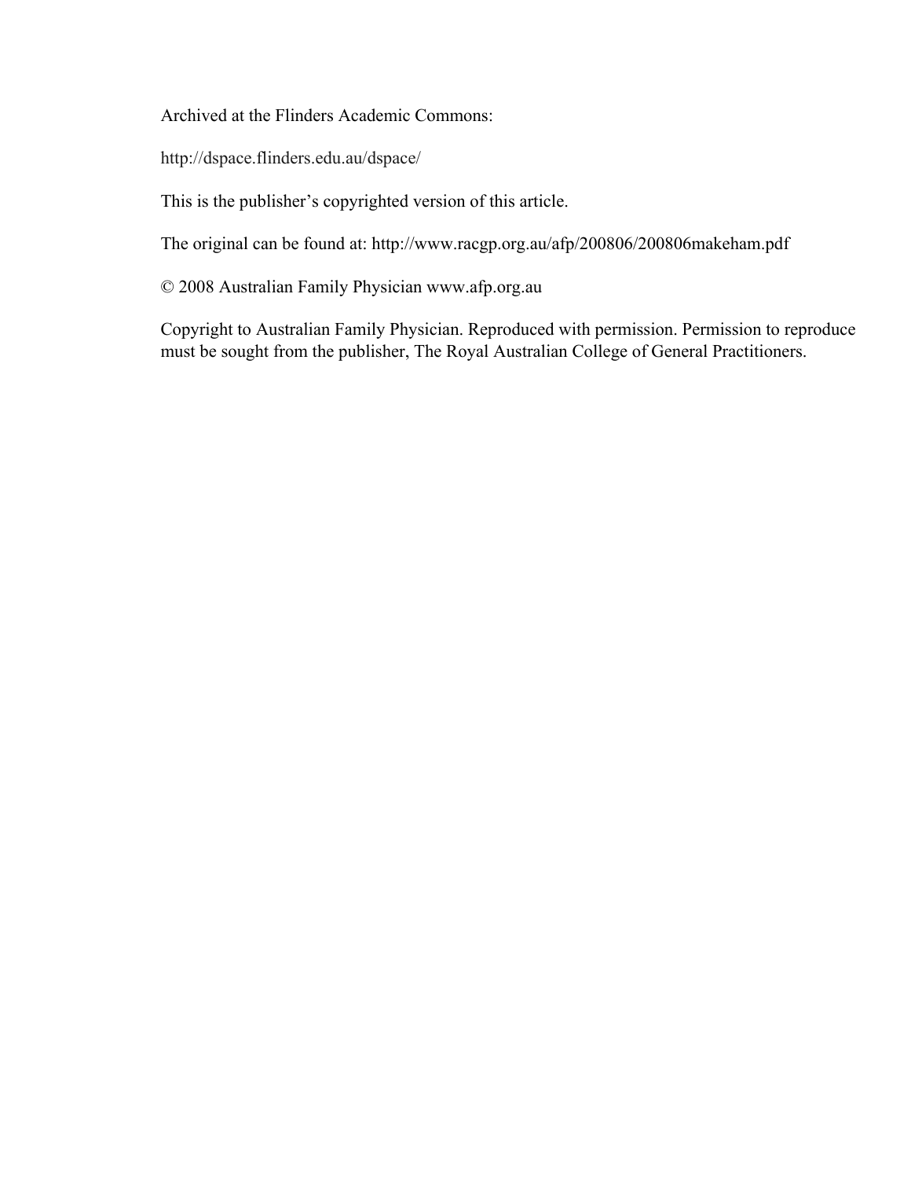Archived at the Flinders Academic Commons:

http://dspace.flinders.edu.au/dspace/

This is the publisher's copyrighted version of this article.

The original can be found at: http://www.racgp.org.au/afp/200806/200806makeham.pdf

© 2008 Australian Family Physician www.afp.org.au

Copyright to Australian Family Physician. Reproduced with permission. Permission to reproduce must be sought from the publisher, The Royal Australian College of General Practitioners.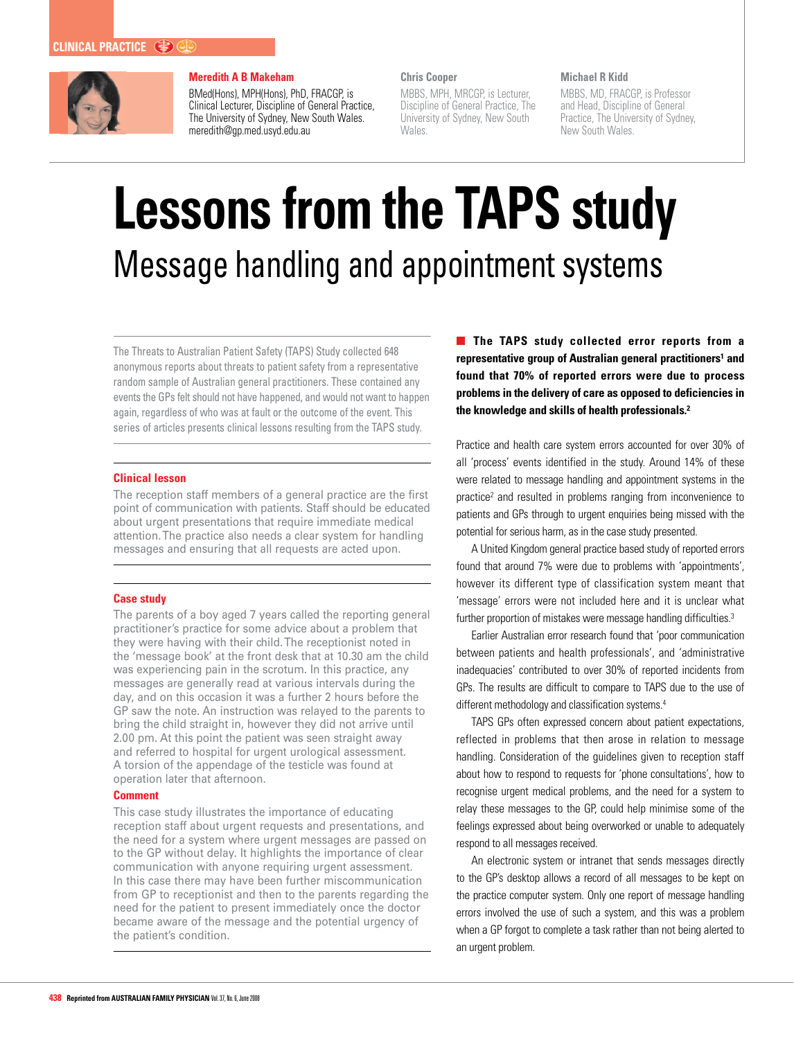CLINICAL PRACTICE

**Meredith A B Makeham**
BMed(Hons), MPH(Hons), PhD, FRACGP, is Clinical Lecturer, Discipline of General Practice, The University of Sydney, New South Wales.
meredith@gp.med.usyd.edu.au

**Chris Cooper**
MBBS, MPH, MRCGP, is Lecturer, Discipline of General Practice, The University of Sydney, New South Wales.

**Michael R Kidd**
MBBS, MD, FRACGP, is Professor and Head, Discipline of General Practice, The University of Sydney, New South Wales.

# Lessons from the TAPS study

## Message handling and appointment systems

The Threats to Australian Patient Safety (TAPS) Study collected 648 anonymous reports about threats to patient safety from a representative random sample of Australian general practitioners. These contained any events the GPs felt should not have happened, and would not want to happen again, regardless of who was at fault or the outcome of the event. This series of articles presents clinical lessons resulting from the TAPS study.

### Clinical lesson

The reception staff members of a general practice are the first point of communication with patients. Staff should be educated about urgent presentations that require immediate medical attention. The practice also needs a clear system for handling messages and ensuring that all requests are acted upon.

### Case study

The parents of a boy aged 7 years called the reporting general practitioner's practice for some advice about a problem that they were having with their child. The receptionist noted in the 'message book' at the front desk that at 10.30 am the child was experiencing pain in the scrotum. In this practice, any messages are generally read at various intervals during the day, and on this occasion it was a further 2 hours before the GP saw the note. An instruction was relayed to the parents to bring the child straight in, however they did not arrive until 2.00 pm. At this point the patient was seen straight away and referred to hospital for urgent urological assessment. A torsion of the appendage of the testicle was found at operation later that afternoon.

### Comment

This case study illustrates the importance of educating reception staff about urgent requests and presentations, and the need for a system where urgent messages are passed on to the GP without delay. It highlights the importance of clear communication with anyone requiring urgent assessment. In this case there may have been further miscommunication from GP to receptionist and then to the parents regarding the need for the patient to present immediately once the doctor became aware of the message and the potential urgency of the patient's condition.

**The TAPS study collected error reports from a representative group of Australian general practitioners[1] and found that 70% of reported errors were due to process problems in the delivery of care as opposed to deficiencies in the knowledge and skills of health professionals.[2]**

Practice and health care system errors accounted for over 30% of all 'process' events identified in the study. Around 14% of these were related to message handling and appointment systems in the practice[2] and resulted in problems ranging from inconvenience to patients and GPs through to urgent enquiries being missed with the potential for serious harm, as in the case study presented.

A United Kingdom general practice based study of reported errors found that around 7% were due to problems with 'appointments', however its different type of classification system meant that 'message' errors were not included here and it is unclear what further proportion of mistakes were message handling difficulties.[3]

Earlier Australian error research found that 'poor communication between patients and health professionals', and 'administrative inadequacies' contributed to over 30% of reported incidents from GPs. The results are difficult to compare to TAPS due to the use of different methodology and classification systems.[4]

TAPS GPs often expressed concern about patient expectations, reflected in problems that then arose in relation to message handling. Consideration of the guidelines given to reception staff about how to respond to requests for 'phone consultations', how to recognise urgent medical problems, and the need for a system to relay these messages to the GP, could help minimise some of the feelings expressed about being overworked or unable to adequately respond to all messages received.

An electronic system or intranet that sends messages directly to the GP's desktop allows a record of all messages to be kept on the practice computer system. Only one report of message handling errors involved the use of such a system, and this was a problem when a GP forgot to complete a task rather than not being alerted to an urgent problem.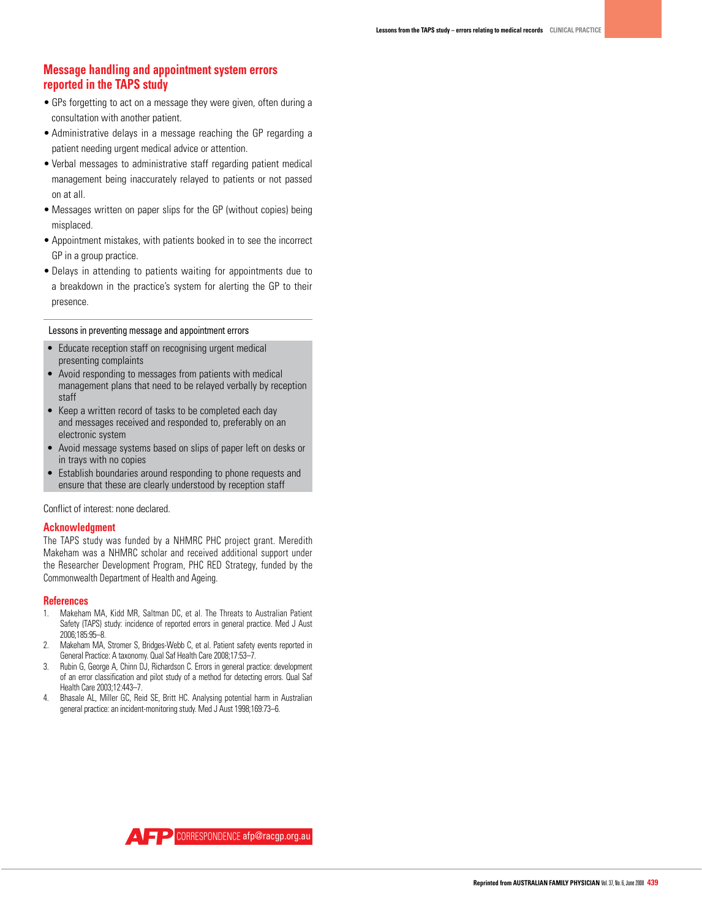## Message handling and appointment system errors reported in the TAPS study

- GPs forgetting to act on a message they were given, often during a consultation with another patient.
- Administrative delays in a message reaching the GP regarding a patient needing urgent medical advice or attention.
- Verbal messages to administrative staff regarding patient medical management being inaccurately relayed to patients or not passed on at all.
- Messages written on paper slips for the GP (without copies) being misplaced.
- Appointment mistakes, with patients booked in to see the incorrect GP in a group practice.
- Delays in attending to patients waiting for appointments due to a breakdown in the practice's system for alerting the GP to their presence.

Lessons in preventing message and appointment errors

- Educate reception staff on recognising urgent medical presenting complaints
- Avoid responding to messages from patients with medical management plans that need to be relayed verbally by reception staff
- Keep a written record of tasks to be completed each day and messages received and responded to, preferably on an electronic system
- Avoid message systems based on slips of paper left on desks or in trays with no copies
- Establish boundaries around responding to phone requests and ensure that these are clearly understood by reception staff

Conflict of interest: none declared.

## Acknowledgment

The TAPS study was funded by a NHMRC PHC project grant. Meredith Makeham was a NHMRC scholar and received additional support under the Researcher Development Program, PHC RED Strategy, funded by the Commonwealth Department of Health and Ageing.

## References

1. Makeham MA, Kidd MR, Saltman DC, et al. The Threats to Australian Patient Safety (TAPS) study: incidence of reported errors in general practice. Med J Aust 2006;185:95–8.
2. Makeham MA, Stromer S, Bridges-Webb C, et al. Patient safety events reported in General Practice: A taxonomy. Qual Saf Health Care 2008;17:53–7.
3. Rubin G, George A, Chinn DJ, Richardson C. Errors in general practice: development of an error classification and pilot study of a method for detecting errors. Qual Saf Health Care 2003;12:443–7.
4. Bhasale AL, Miller GC, Reid SE, Britt HC. Analysing potential harm in Australian general practice: an incident-monitoring study. Med J Aust 1998;169:73–6.

AFP CORRESPONDENCE afp@racgp.org.au